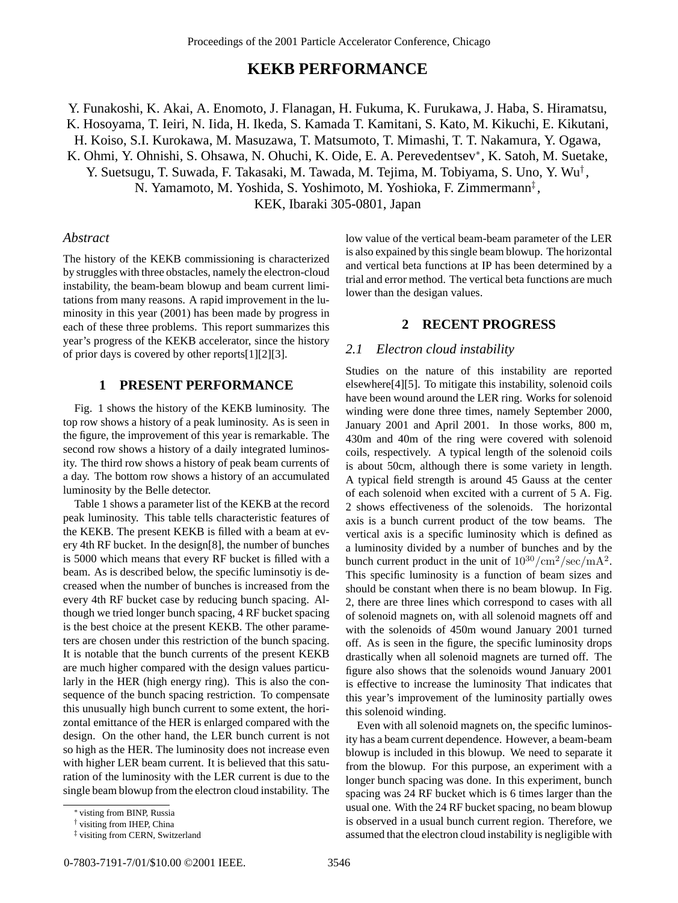# KEKB PERFORMANCE

Y. Funakoshi, K. Akai, A. Enomoto, J. Flanagan, H. Fukuma, K. Furukawa, J. Haba, S. Hiramatsu, K. Hosoyama, T. Ieiri, N. Iida, H. Ikeda, S. Kamada T. Kamitani, S. Kato, M. Kikuchi, E. Kikutani, H. Koiso, S.I. Kurokawa, M. Masuzawa, T. Matsumoto, T. Mimashi, T. T. Nakamura, Y. Ogawa, K. Ohmi, Y. Ohnishi, S. Ohsawa, N. Ohuchi, K. Oide, E. A. Perevedentsev*, K. Satoh, M. Suetake, Y. Suetsugu, T. Suwada, F. Takasaki, M. Tawada, M. Tejima, M. Tobiyama, S. Uno, Y. Wu†, N. Yamamoto, M. Yoshida, S. Yoshimoto, M. Yoshioka, F. Zimmermann‡,
KEK, Ibaraki 305-0801, Japan

### *Abstract*

The history of the KEKB commissioning is characterized by struggles with three obstacles, namely the electron-cloud instability, the beam-beam blowup and beam current limitations from many reasons. A rapid improvement in the luminosity in this year (2001) has been made by progress in each of these three problems. This report summarizes this year's progress of the KEKB accelerator, since the history of prior days is covered by other reports[1][2][3].

## 1 PRESENT PERFORMANCE

Fig. 1 shows the history of the KEKB luminosity. The top row shows a history of a peak luminosity. As is seen in the figure, the improvement of this year is remarkable. The second row shows a history of a daily integrated luminosity. The third row shows a history of peak beam currents of a day. The bottom row shows a history of an accumulated luminosity by the Belle detector.

Table 1 shows a parameter list of the KEKB at the record peak luminosity. This table tells characteristic features of the KEKB. The present KEKB is filled with a beam at every 4th RF bucket. In the design[8], the number of bunches is 5000 which means that every RF bucket is filled with a beam. As is described below, the specific luminsotiy is decreased when the number of bunches is increased from the every 4th RF bucket case by reducing bunch spacing. Although we tried longer bunch spacing, 4 RF bucket spacing is the best choice at the present KEKB. The other parameters are chosen under this restriction of the bunch spacing. It is notable that the bunch currents of the present KEKB are much higher compared with the design values particularly in the HER (high energy ring). This is also the consequence of the bunch spacing restriction. To compensate this unusually high bunch current to some extent, the horizontal emittance of the HER is enlarged compared with the design. On the other hand, the LER bunch current is not so high as the HER. The luminosity does not increase even with higher LER beam current. It is believed that this saturation of the luminosity with the LER current is due to the single beam blowup from the electron cloud instability. The low value of the vertical beam-beam parameter of the LER is also expained by this single beam blowup. The horizontal and vertical beta functions at IP has been determined by a trial and error method. The vertical beta functions are much lower than the desigan values.

## 2 RECENT PROGRESS

### *2.1 Electron cloud instability*

Studies on the nature of this instability are reported elsewhere[4][5]. To mitigate this instability, solenoid coils have been wound around the LER ring. Works for solenoid winding were done three times, namely September 2000, January 2001 and April 2001. In those works, 800 m, 430m and 40m of the ring were covered with solenoid coils, respectively. A typical length of the solenoid coils is about 50cm, although there is some variety in length. A typical field strength is around 45 Gauss at the center of each solenoid when excited with a current of 5 A. Fig. 2 shows effectiveness of the solenoids. The horizontal axis is a bunch current product of the tow beams. The vertical axis is a specific luminosity which is defined as a luminosity divided by a number of bunches and by the bunch current product in the unit of $10^{30}/\mathrm{cm}^2/\mathrm{sec}/\mathrm{mA}^2$. This specific luminosity is a function of beam sizes and should be constant when there is no beam blowup. In Fig. 2, there are three lines which correspond to cases with all of solenoid magnets on, with all solenoid magnets off and with the solenoids of 450m wound January 2001 turned off. As is seen in the figure, the specific luminosity drops drastically when all solenoid magnets are turned off. The figure also shows that the solenoids wound January 2001 is effective to increase the luminosity That indicates that this year's improvement of the luminosity partially owes this solenoid winding.

Even with all solenoid magnets on, the specific luminosity has a beam current dependence. However, a beam-beam blowup is included in this blowup. We need to separate it from the blowup. For this purpose, an experiment with a longer bunch spacing was done. In this experiment, bunch spacing was 24 RF bucket which is 6 times larger than the usual one. With the 24 RF bucket spacing, no beam blowup is observed in a usual bunch current region. Therefore, we assumed that the electron cloud instability is negligible with

---

* visting from BINP, Russia
† visiting from IHEP, China
‡ visiting from CERN, Switzerland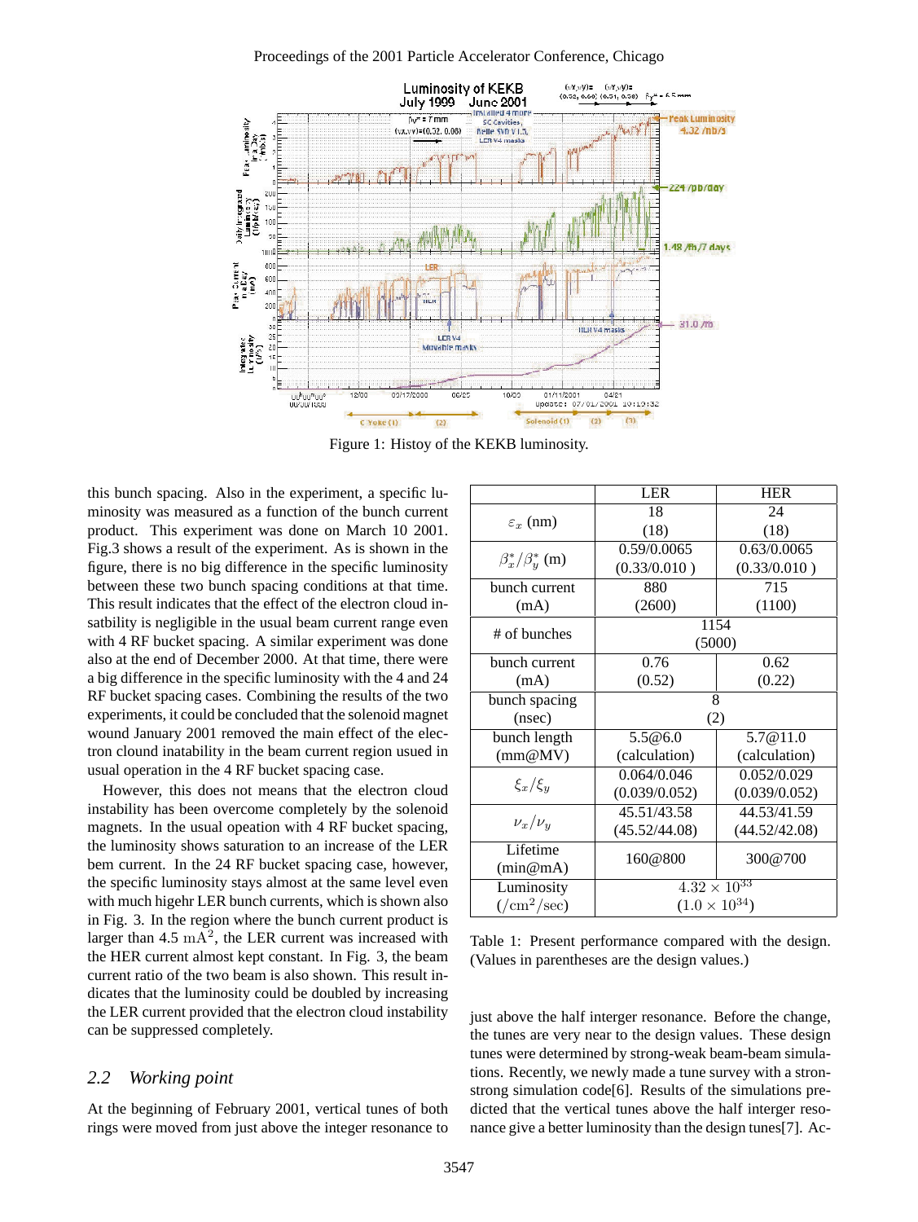Figure 1: Histoy of the KEKB luminosity.

this bunch spacing. Also in the experiment, a specific luminosity was measured as a function of the bunch current product. This experiment was done on March 10 2001. Fig.3 shows a result of the experiment. As is shown in the figure, there is no big difference in the specific luminosity between these two bunch spacing conditions at that time. This result indicates that the effect of the electron cloud insatbility is negligible in the usual beam current range even with 4 RF bucket spacing. A similar experiment was done also at the end of December 2000. At that time, there were a big difference in the specific luminosity with the 4 and 24 RF bucket spacing cases. Combining the results of the two experiments, it could be concluded that the solenoid magnet wound January 2001 removed the main effect of the electron clound inatability in the beam current region usued in usual operation in the 4 RF bucket spacing case.

However, this does not means that the electron cloud instability has been overcome completely by the solenoid magnets. In the usual opeation with 4 RF bucket spacing, the luminosity shows saturation to an increase of the LER bem current. In the 24 RF bucket spacing case, however, the specific luminosity stays almost at the same level even with much higehr LER bunch currents, which is shown also in Fig. 3. In the region where the bunch current product is larger than 4.5 $\mathrm{mA}^2$, the LER current was increased with the HER current almost kept constant. In Fig. 3, the beam current ratio of the two beam is also shown. This result indicates that the luminosity could be doubled by increasing the LER current provided that the electron cloud instability can be suppressed completely.

## 2.2 Working point

At the beginning of February 2001, vertical tunes of both rings were moved from just above the integer resonance to just above the half interger resonance. Before the change, the tunes are very near to the design values. These design tunes were determined by strong-weak beam-beam simulations. Recently, we newly made a tune survey with a stronstrong simulation code[6]. Results of the simulations predicted that the vertical tunes above the half interger resonance give a better luminosity than the design tunes[7]. Ac-

| | LER | HER |
|---|---|---|
| $\varepsilon_x$ (nm) | 18 (18) | 24 (18) |
| $\beta_x^*/\beta_y^*$ (m) | 0.59/0.0065 (0.33/0.010 ) | 0.63/0.0065 (0.33/0.010 ) |
| bunch current (mA) | 880 (2600) | 715 (1100) |
| # of bunches | 1154 (5000) | |
| bunch current (mA) | 0.76 (0.52) | 0.62 (0.22) |
| bunch spacing (nsec) | 8 (2) | |
| bunch length (mm@MV) | 5.5@6.0 (calculation) | 5.7@11.0 (calculation) |
| $\xi_x/\xi_y$ | 0.064/0.046 (0.039/0.052) | 0.052/0.029 (0.039/0.052) |
| $\nu_x/\nu_y$ | 45.51/43.58 (45.52/44.08) | 44.53/41.59 (44.52/42.08) |
| Lifetime (min@mA) | 160@800 | 300@700 |
| Luminosity ($/\mathrm{cm}^2/\mathrm{sec}$) | $4.32 \times 10^{33}$ ($1.0 \times 10^{34}$) | |

Table 1: Present performance compared with the design. (Values in parentheses are the design values.)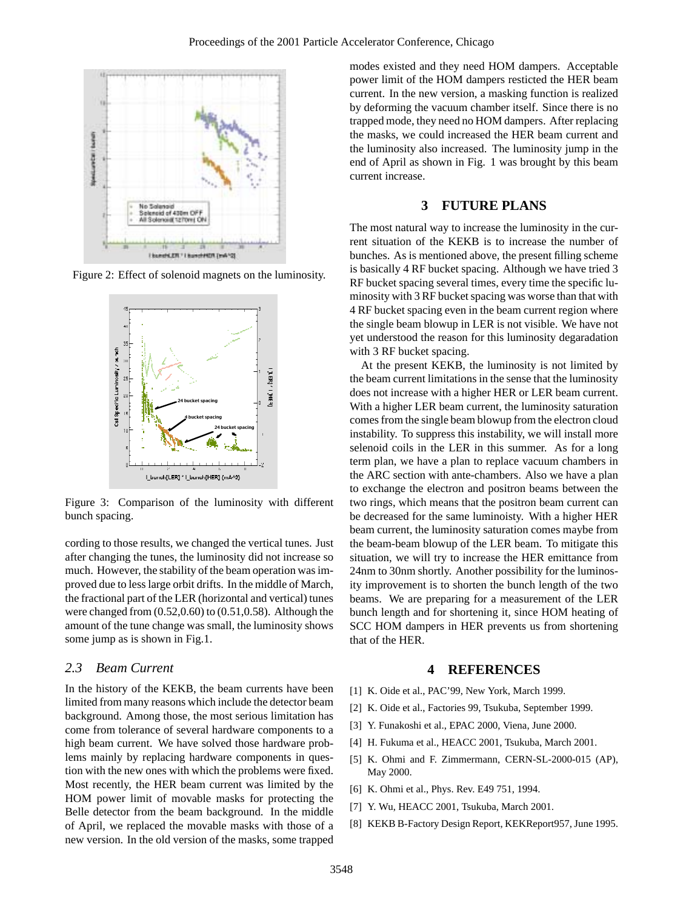No Solenoid
Solenoid of 430m OFF
All Solenoid(1270m) ON

I_bunchLER * I_bunchHER (mA^2)

Figure 2: Effect of solenoid magnets on the luminosity.

24 bucket spacing
4 bucket spacing
24 bucket spacing

I_bunch[LER] * I_bunch[HER] (mA^2)

Figure 3: Comparison of the luminosity with different bunch spacing.

cording to those results, we changed the vertical tunes. Just after changing the tunes, the luminosity did not increase so much. However, the stability of the beam operation was improved due to less large orbit drifts. In the middle of March, the fractional part of the LER (horizontal and vertical) tunes were changed from (0.52,0.60) to (0.51,0.58). Although the amount of the tune change was small, the luminosity shows some jump as is shown in Fig.1.

### 2.3 *Beam Current*

In the history of the KEKB, the beam currents have been limited from many reasons which include the detector beam background. Among those, the most serious limitation has come from tolerance of several hardware components to a high beam current. We have solved those hardware problems mainly by replacing hardware components in question with the new ones with which the problems were fixed. Most recently, the HER beam current was limited by the HOM power limit of movable masks for protecting the Belle detector from the beam background. In the middle of April, we replaced the movable masks with those of a new version. In the old version of the masks, some trapped modes existed and they need HOM dampers. Acceptable power limit of the HOM dampers resticted the HER beam current. In the new version, a masking function is realized by deforming the vacuum chamber itself. Since there is no trapped mode, they need no HOM dampers. After replacing the masks, we could increased the HER beam current and the luminosity also increased. The luminosity jump in the end of April as shown in Fig. 1 was brought by this beam current increase.

## 3 FUTURE PLANS

The most natural way to increase the luminosity in the current situation of the KEKB is to increase the number of bunches. As is mentioned above, the present filling scheme is basically 4 RF bucket spacing. Although we have tried 3 RF bucket spacing several times, every time the specific luminosity with 3 RF bucket spacing was worse than that with 4 RF bucket spacing even in the beam current region where the single beam blowup in LER is not visible. We have not yet understood the reason for this luminosity degaradation with 3 RF bucket spacing.

At the present KEKB, the luminosity is not limited by the beam current limitations in the sense that the luminosity does not increase with a higher HER or LER beam current. With a higher LER beam current, the luminosity saturation comes from the single beam blowup from the electron cloud instability. To suppress this instability, we will install more selenoid coils in the LER in this summer. As for a long term plan, we have a plan to replace vacuum chambers in the ARC section with ante-chambers. Also we have a plan to exchange the electron and positron beams between the two rings, which means that the positron beam current can be decreased for the same luminoisty. With a higher HER beam current, the luminosity saturation comes maybe from the beam-beam blowup of the LER beam. To mitigate this situation, we will try to increase the HER emittance from 24nm to 30nm shortly. Another possibility for the luminosity improvement is to shorten the bunch length of the two beams. We are preparing for a measurement of the LER bunch length and for shortening it, since HOM heating of SCC HOM dampers in HER prevents us from shortening that of the HER.

## 4 REFERENCES

[1] K. Oide et al., PAC'99, New York, March 1999.

[2] K. Oide et al., Factories 99, Tsukuba, September 1999.

[3] Y. Funakoshi et al., EPAC 2000, Viena, June 2000.

[4] H. Fukuma et al., HEACC 2001, Tsukuba, March 2001.

[5] K. Ohmi and F. Zimmermann, CERN-SL-2000-015 (AP), May 2000.

[6] K. Ohmi et al., Phys. Rev. E49 751, 1994.

[7] Y. Wu, HEACC 2001, Tsukuba, March 2001.

[8] KEKB B-Factory Design Report, KEKReport957, June 1995.